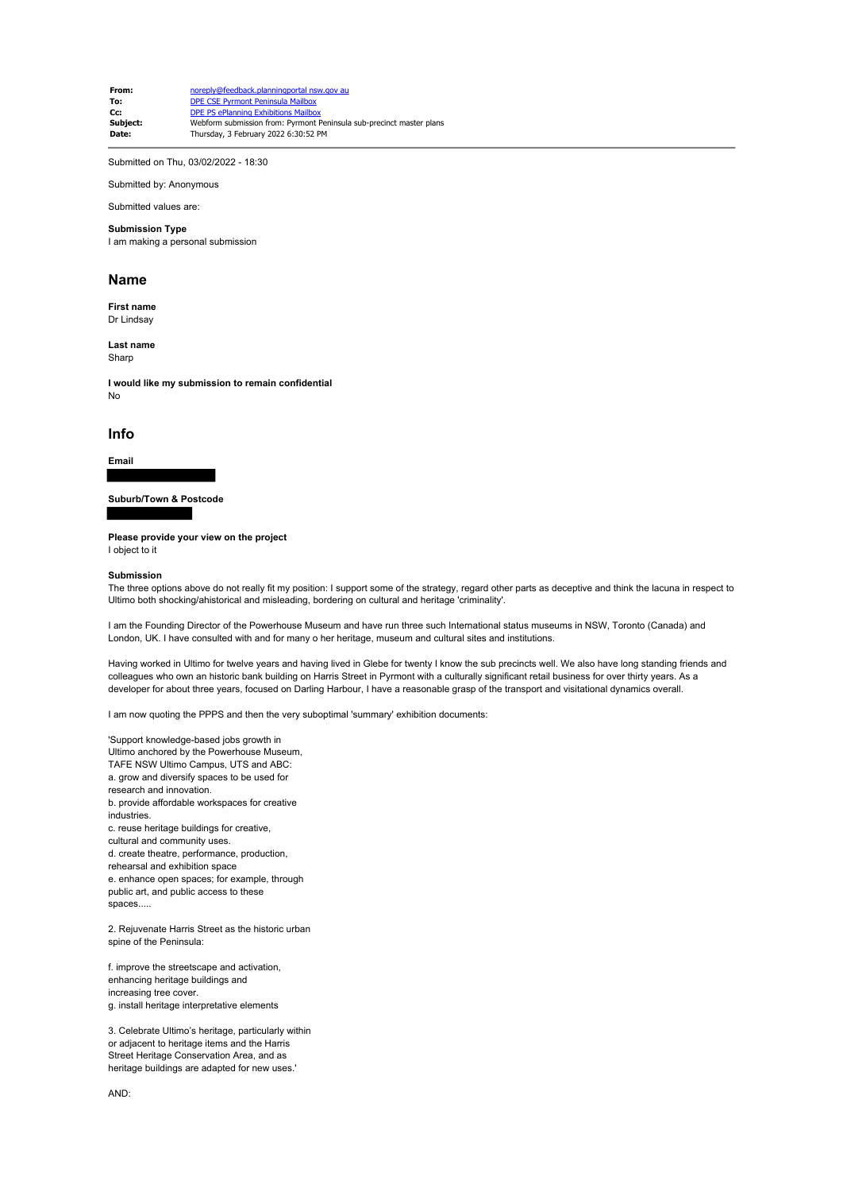| | |
|---|---|
| **From:** | noreply@feedback.planningportal.nsw.gov.au |
| **To:** | DPE CSE Pyrmont Peninsula Mailbox |
| **Cc:** | DPE PS ePlanning Exhibitions Mailbox |
| **Subject:** | Webform submission from: Pyrmont Peninsula sub-precinct master plans |
| **Date:** | Thursday, 3 February 2022 6:30:52 PM |

Submitted on Thu, 03/02/2022 - 18:30

Submitted by: Anonymous

Submitted values are:

**Submission Type**
I am making a personal submission

## Name

**First name**
Dr Lindsay

**Last name**
Sharp

**I would like my submission to remain confidential**
No

## Info

**Email**

**Suburb/Town & Postcode**

**Please provide your view on the project**
I object to it

**Submission**
The three options above do not really fit my position: I support some of the strategy, regard other parts as deceptive and think the lacuna in respect to Ultimo both shocking/ahistorical and misleading, bordering on cultural and heritage 'criminality'.

I am the Founding Director of the Powerhouse Museum and have run three such International status museums in NSW, Toronto (Canada) and London, UK. I have consulted with and for many o her heritage, museum and cultural sites and institutions.

Having worked in Ultimo for twelve years and having lived in Glebe for twenty I know the sub precincts well. We also have long standing friends and colleagues who own an historic bank building on Harris Street in Pyrmont with a culturally significant retail business for over thirty years. As a developer for about three years, focused on Darling Harbour, I have a reasonable grasp of the transport and visitational dynamics overall.

I am now quoting the PPPS and then the very suboptimal 'summary' exhibition documents:

'Support knowledge-based jobs growth in Ultimo anchored by the Powerhouse Museum, TAFE NSW Ultimo Campus, UTS and ABC:
a. grow and diversify spaces to be used for research and innovation.
b. provide affordable workspaces for creative industries.
c. reuse heritage buildings for creative, cultural and community uses.
d. create theatre, performance, production, rehearsal and exhibition space
e. enhance open spaces; for example, through public art, and public access to these spaces.....

2. Rejuvenate Harris Street as the historic urban spine of the Peninsula:

f. improve the streetscape and activation, enhancing heritage buildings and increasing tree cover.
g. install heritage interpretative elements

3. Celebrate Ultimo's heritage, particularly within or adjacent to heritage items and the Harris Street Heritage Conservation Area, and as heritage buildings are adapted for new uses.'

AND: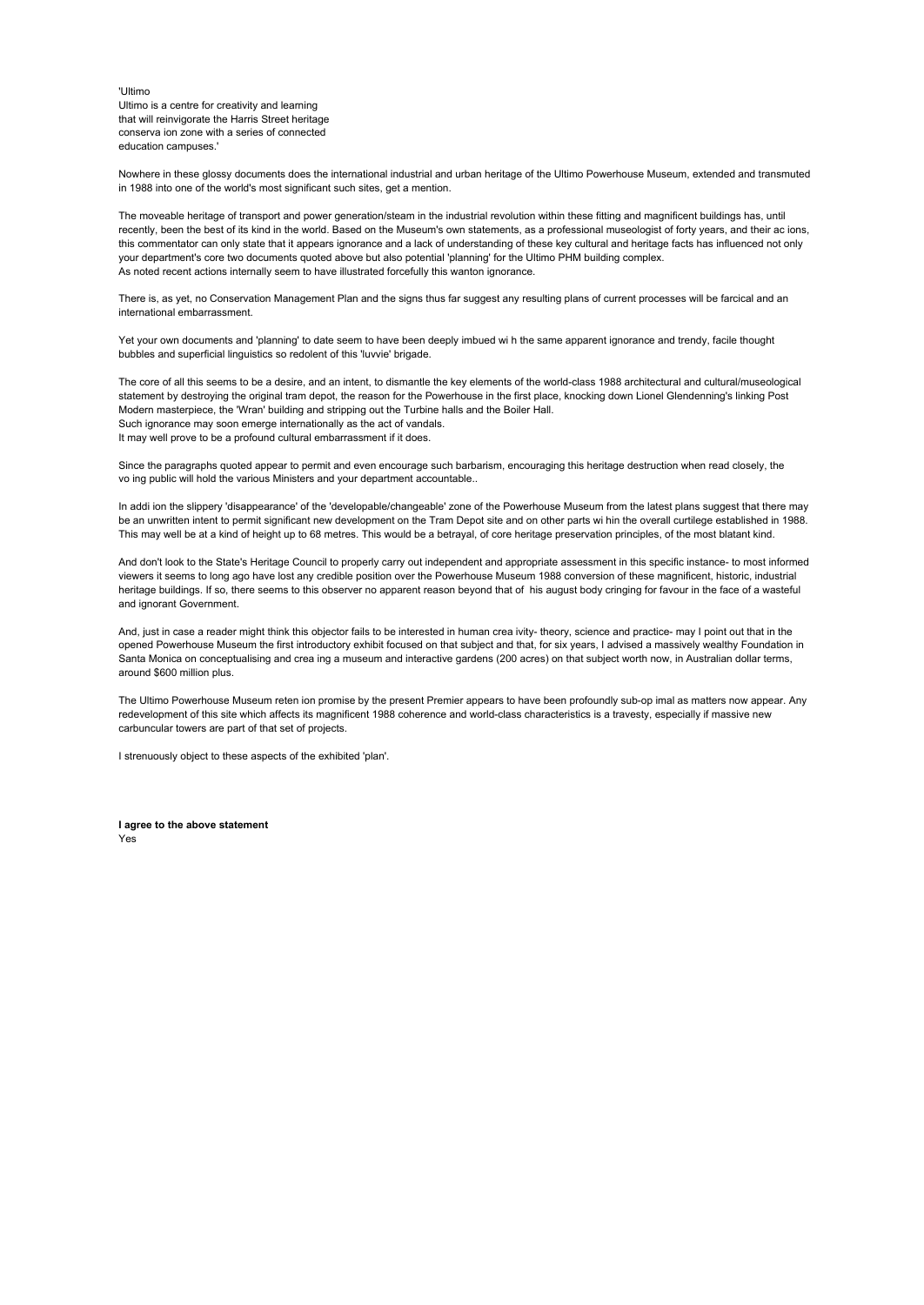'Ultimo
Ultimo is a centre for creativity and learning
that will reinvigorate the Harris Street heritage
conserva ion zone with a series of connected
education campuses.'

Nowhere in these glossy documents does the international industrial and urban heritage of the Ultimo Powerhouse Museum, extended and transmuted in 1988 into one of the world's most significant such sites, get a mention.

The moveable heritage of transport and power generation/steam in the industrial revolution within these fitting and magnificent buildings has, until recently, been the best of its kind in the world. Based on the Museum's own statements, as a professional museologist of forty years, and their ac ions, this commentator can only state that it appears ignorance and a lack of understanding of these key cultural and heritage facts has influenced not only your department's core two documents quoted above but also potential 'planning' for the Ultimo PHM building complex.
As noted recent actions internally seem to have illustrated forcefully this wanton ignorance.

There is, as yet, no Conservation Management Plan and the signs thus far suggest any resulting plans of current processes will be farcical and an international embarrassment.

Yet your own documents and 'planning' to date seem to have been deeply imbued wi h the same apparent ignorance and trendy, facile thought bubbles and superficial linguistics so redolent of this 'luvvie' brigade.

The core of all this seems to be a desire, and an intent, to dismantle the key elements of the world-class 1988 architectural and cultural/museological statement by destroying the original tram depot, the reason for the Powerhouse in the first place, knocking down Lionel Glendenning's linking Post Modern masterpiece, the 'Wran' building and stripping out the Turbine halls and the Boiler Hall.
Such ignorance may soon emerge internationally as the act of vandals.
It may well prove to be a profound cultural embarrassment if it does.

Since the paragraphs quoted appear to permit and even encourage such barbarism, encouraging this heritage destruction when read closely, the vo ing public will hold the various Ministers and your department accountable..

In addi ion the slippery 'disappearance' of the 'developable/changeable' zone of the Powerhouse Museum from the latest plans suggest that there may be an unwritten intent to permit significant new development on the Tram Depot site and on other parts wi hin the overall curtilege established in 1988. This may well be at a kind of height up to 68 metres. This would be a betrayal, of core heritage preservation principles, of the most blatant kind.

And don't look to the State's Heritage Council to properly carry out independent and appropriate assessment in this specific instance- to most informed viewers it seems to long ago have lost any credible position over the Powerhouse Museum 1988 conversion of these magnificent, historic, industrial heritage buildings. If so, there seems to this observer no apparent reason beyond that of his august body cringing for favour in the face of a wasteful and ignorant Government.

And, just in case a reader might think this objector fails to be interested in human crea ivity- theory, science and practice- may I point out that in the opened Powerhouse Museum the first introductory exhibit focused on that subject and that, for six years, I advised a massively wealthy Foundation in Santa Monica on conceptualising and crea ing a museum and interactive gardens (200 acres) on that subject worth now, in Australian dollar terms, around $600 million plus.

The Ultimo Powerhouse Museum reten ion promise by the present Premier appears to have been profoundly sub-op imal as matters now appear. Any redevelopment of this site which affects its magnificent 1988 coherence and world-class characteristics is a travesty, especially if massive new carbuncular towers are part of that set of projects.

I strenuously object to these aspects of the exhibited 'plan'.

**I agree to the above statement**
Yes